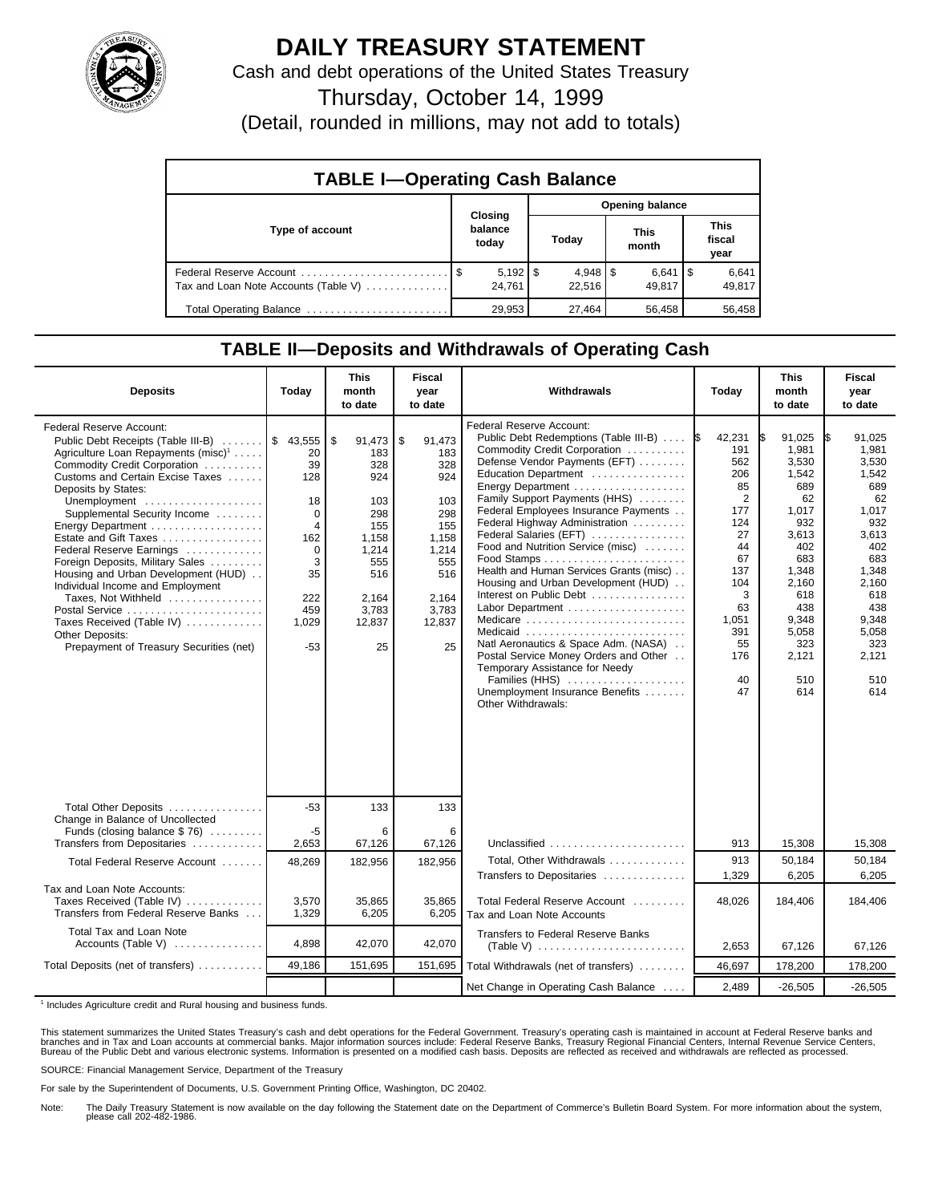# DAILY TREASURY STATEMENT

Cash and debt operations of the United States Treasury

Thursday, October 14, 1999

(Detail, rounded in millions, may not add to totals)

## TABLE I—Operating Cash Balance

| Type of account | Closing balance today | Opening balance Today | Opening balance This month | Opening balance This fiscal year |
|---|---|---|---|---|
| Federal Reserve Account | $ 5,192 | $ 4,948 | $ 6,641 | $ 6,641 |
| Tax and Loan Note Accounts (Table V) | 24,761 | 22,516 | 49,817 | 49,817 |
| Total Operating Balance | 29,953 | 27,464 | 56,458 | 56,458 |

## TABLE II—Deposits and Withdrawals of Operating Cash

| Deposits | Today | This month to date | Fiscal year to date |
|---|---|---|---|
| Federal Reserve Account: | | | |
| Public Debt Receipts (Table III-B) | $ 43,555 | $ 91,473 | $ 91,473 |
| Agriculture Loan Repayments (misc)[1] | 20 | 183 | 183 |
| Commodity Credit Corporation | 39 | 328 | 328 |
| Customs and Certain Excise Taxes | 128 | 924 | 924 |
| Deposits by States: | | | |
| Unemployment | 18 | 103 | 103 |
| Supplemental Security Income | 0 | 298 | 298 |
| Energy Department | 4 | 155 | 155 |
| Estate and Gift Taxes | 162 | 1,158 | 1,158 |
| Federal Reserve Earnings | 0 | 1,214 | 1,214 |
| Foreign Deposits, Military Sales | 3 | 555 | 555 |
| Housing and Urban Development (HUD) | 35 | 516 | 516 |
| Individual Income and Employment Taxes, Not Withheld | 222 | 2,164 | 2,164 |
| Postal Service | 459 | 3,783 | 3,783 |
| Taxes Received (Table IV) | 1,029 | 12,837 | 12,837 |
| Other Deposits: | | | |
| Prepayment of Treasury Securities (net) | -53 | 25 | 25 |
| Total Other Deposits | -53 | 133 | 133 |
| Change in Balance of Uncollected Funds (closing balance $ 76) | -5 | 6 | 6 |
| Transfers from Depositaries | 2,653 | 67,126 | 67,126 |
| Total Federal Reserve Account | 48,269 | 182,956 | 182,956 |
| Tax and Loan Note Accounts: | | | |
| Taxes Received (Table IV) | 3,570 | 35,865 | 35,865 |
| Transfers from Federal Reserve Banks | 1,329 | 6,205 | 6,205 |
| Total Tax and Loan Note Accounts (Table V) | 4,898 | 42,070 | 42,070 |
| Total Deposits (net of transfers) | 49,186 | 151,695 | 151,695 |

| Withdrawals | Today | This month to date | Fiscal year to date |
|---|---|---|---|
| Federal Reserve Account: | | | |
| Public Debt Redemptions (Table III-B) | $ 42,231 | $ 91,025 | $ 91,025 |
| Commodity Credit Corporation | 191 | 1,981 | 1,981 |
| Defense Vendor Payments (EFT) | 562 | 3,530 | 3,530 |
| Education Department | 206 | 1,542 | 1,542 |
| Energy Department | 85 | 689 | 689 |
| Family Support Payments (HHS) | 2 | 62 | 62 |
| Federal Employees Insurance Payments | 177 | 1,017 | 1,017 |
| Federal Highway Administration | 124 | 932 | 932 |
| Federal Salaries (EFT) | 27 | 3,613 | 3,613 |
| Food and Nutrition Service (misc) | 44 | 402 | 402 |
| Food Stamps | 67 | 683 | 683 |
| Health and Human Services Grants (misc) | 137 | 1,348 | 1,348 |
| Housing and Urban Development (HUD) | 104 | 2,160 | 2,160 |
| Interest on Public Debt | 3 | 618 | 618 |
| Labor Department | 63 | 438 | 438 |
| Medicare | 1,051 | 9,348 | 9,348 |
| Medicaid | 391 | 5,058 | 5,058 |
| Natl Aeronautics & Space Adm. (NASA) | 55 | 323 | 323 |
| Postal Service Money Orders and Other | 176 | 2,121 | 2,121 |
| Temporary Assistance for Needy Families (HHS) | 40 | 510 | 510 |
| Unemployment Insurance Benefits | 47 | 614 | 614 |
| Other Withdrawals: | | | |
| Unclassified | 913 | 15,308 | 15,308 |
| Total, Other Withdrawals | 913 | 50,184 | 50,184 |
| Transfers to Depositaries | 1,329 | 6,205 | 6,205 |
| Total Federal Reserve Account | 48,026 | 184,406 | 184,406 |
| Tax and Loan Note Accounts | | | |
| Transfers to Federal Reserve Banks (Table V) | 2,653 | 67,126 | 67,126 |
| Total Withdrawals (net of transfers) | 46,697 | 178,200 | 178,200 |
| Net Change in Operating Cash Balance | 2,489 | -26,505 | -26,505 |

[1] Includes Agriculture credit and Rural housing and business funds.

This statement summarizes the United States Treasury's cash and debt operations for the Federal Government. Treasury's operating cash is maintained in account at Federal Reserve banks and branches and in Tax and Loan accounts at commercial banks. Major information sources include: Federal Reserve Banks, Treasury Regional Financial Centers, Internal Revenue Service Centers, Bureau of the Public Debt and various electronic systems. Information is presented on a modified cash basis. Deposits are reflected as received and withdrawals are reflected as processed.

SOURCE: Financial Management Service, Department of the Treasury

For sale by the Superintendent of Documents, U.S. Government Printing Office, Washington, DC 20402.

Note: The Daily Treasury Statement is now available on the day following the Statement date on the Department of Commerce's Bulletin Board System. For more information about the system, please call 202-482-1986.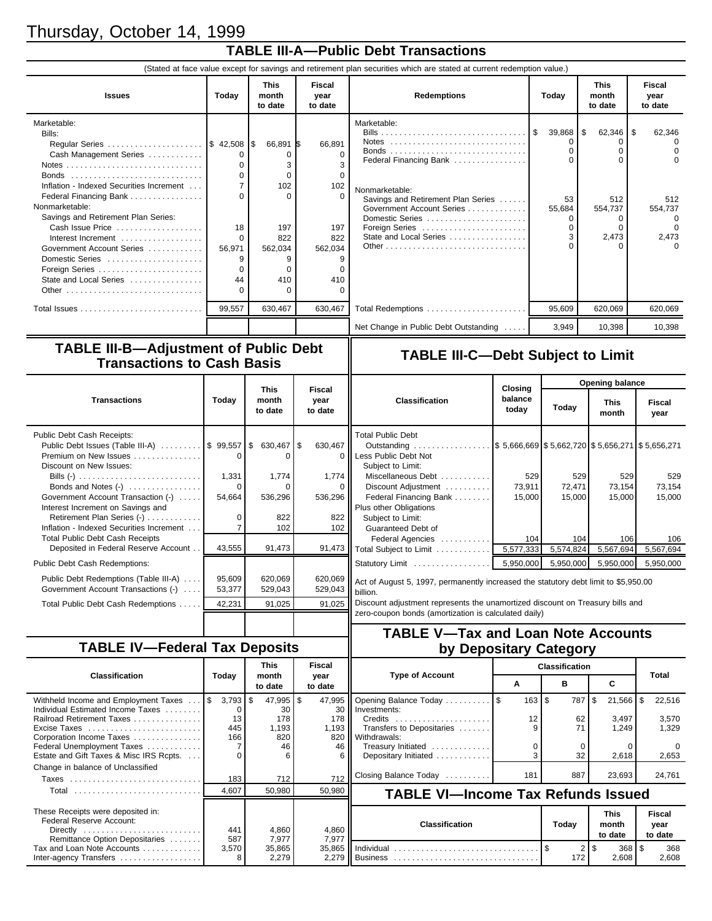Thursday, October 14, 1999

## TABLE III-A—Public Debt Transactions

(Stated at face value except for savings and retirement plan securities which are stated at current redemption value.)

| Issues | Today | This month to date | Fiscal year to date |
|---|---|---|---|
| Marketable: | | | |
| Bills: | | | |
| Regular Series | $ 42,508 | $ 66,891 | $ 66,891 |
| Cash Management Series | 0 | 0 | 0 |
| Notes | 0 | 3 | 3 |
| Bonds | 0 | 0 | 0 |
| Inflation - Indexed Securities Increment | 7 | 102 | 102 |
| Federal Financing Bank | 0 | 0 | 0 |
| Nonmarketable: | | | |
| Savings and Retirement Plan Series: | | | |
| Cash Issue Price | 18 | 197 | 197 |
| Interest Increment | 0 | 822 | 822 |
| Government Account Series | 56,971 | 562,034 | 562,034 |
| Domestic Series | 9 | 9 | 9 |
| Foreign Series | 0 | 0 | 0 |
| State and Local Series | 44 | 410 | 410 |
| Other | 0 | 0 | 0 |
| Total Issues | 99,557 | 630,467 | 630,467 |

| Redemptions | Today | This month to date | Fiscal year to date |
|---|---|---|---|
| Marketable: | | | |
| Bills | $ 39,868 | $ 62,346 | $ 62,346 |
| Notes | 0 | 0 | 0 |
| Bonds | 0 | 0 | 0 |
| Federal Financing Bank | 0 | 0 | 0 |
| Nonmarketable: | | | |
| Savings and Retirement Plan Series | 53 | 512 | 512 |
| Government Account Series | 55,684 | 554,737 | 554,737 |
| Domestic Series | 0 | 0 | 0 |
| Foreign Series | 0 | 0 | 0 |
| State and Local Series | 3 | 2,473 | 2,473 |
| Other | 0 | 0 | 0 |
| Total Redemptions | 95,609 | 620,069 | 620,069 |
| Net Change in Public Debt Outstanding | 3,949 | 10,398 | 10,398 |

## TABLE III-B—Adjustment of Public Debt Transactions to Cash Basis

| Transactions | Today | This month to date | Fiscal year to date |
|---|---|---|---|
| Public Debt Cash Receipts: | | | |
| Public Debt Issues (Table III-A) | $ 99,557 | $ 630,467 | $ 630,467 |
| Premium on New Issues | 0 | 0 | 0 |
| Discount on New Issues: | | | |
| Bills (-) | 1,331 | 1,774 | 1,774 |
| Bonds and Notes (-) | 0 | 0 | 0 |
| Government Account Transaction (-) | 54,664 | 536,296 | 536,296 |
| Interest Increment on Savings and Retirement Plan Series (-) | 0 | 822 | 822 |
| Inflation - Indexed Securities Increment | 7 | 102 | 102 |
| Total Public Debt Cash Receipts Deposited in Federal Reserve Account | 43,555 | 91,473 | 91,473 |
| Public Debt Cash Redemptions: | | | |
| Public Debt Redemptions (Table III-A) | 95,609 | 620,069 | 620,069 |
| Government Account Transactions (-) | 53,377 | 529,043 | 529,043 |
| Total Public Debt Cash Redemptions | 42,231 | 91,025 | 91,025 |

## TABLE III-C—Debt Subject to Limit

| Classification | Closing balance today | Opening balance Today | Opening balance This month | Opening balance Fiscal year |
|---|---|---|---|---|
| Total Public Debt Outstanding | $ 5,666,669 | $ 5,662,720 | $ 5,656,271 | $ 5,656,271 |
| Less Public Debt Not Subject to Limit: | | | | |
| Miscellaneous Debt | 529 | 529 | 529 | 529 |
| Discount Adjustment | 73,911 | 72,471 | 73,154 | 73,154 |
| Federal Financing Bank | 15,000 | 15,000 | 15,000 | 15,000 |
| Plus other Obligations Subject to Limit: | | | | |
| Guaranteed Debt of Federal Agencies | 104 | 104 | 106 | 106 |
| Total Subject to Limit | 5,577,333 | 5,574,824 | 5,567,694 | 5,567,694 |
| Statutory Limit | 5,950,000 | 5,950,000 | 5,950,000 | 5,950,000 |

Act of August 5, 1997, permanently increased the statutory debt limit to $5,950.00 billion.

Discount adjustment represents the unamortized discount on Treasury bills and zero-coupon bonds (amortization is calculated daily)

## TABLE IV—Federal Tax Deposits

| Classification | Today | This month to date | Fiscal year to date |
|---|---|---|---|
| Withheld Income and Employment Taxes | $ 3,793 | $ 47,995 | $ 47,995 |
| Individual Estimated Income Taxes | 0 | 30 | 30 |
| Railroad Retirement Taxes | 13 | 178 | 178 |
| Excise Taxes | 445 | 1,193 | 1,193 |
| Corporation Income Taxes | 166 | 820 | 820 |
| Federal Unemployment Taxes | 7 | 46 | 46 |
| Estate and Gift Taxes & Misc IRS Rcpts. | 0 | 6 | 6 |
| Change in balance of Unclassified Taxes | 183 | 712 | 712 |
| Total | 4,607 | 50,980 | 50,980 |
| These Receipts were deposited in: | | | |
| Federal Reserve Account: | | | |
| Directly | 441 | 4,860 | 4,860 |
| Remittance Option Depositaries | 587 | 7,977 | 7,977 |
| Tax and Loan Note Accounts | 3,570 | 35,865 | 35,865 |
| Inter-agency Transfers | 8 | 2,279 | 2,279 |

## TABLE V—Tax and Loan Note Accounts by Depositary Category

| Type of Account | Classification A | Classification B | Classification C | Total |
|---|---|---|---|---|
| Opening Balance Today | $ 163 | $ 787 | $ 21,566 | $ 22,516 |
| Investments: | | | | |
| Credits | 12 | 62 | 3,497 | 3,570 |
| Transfers to Depositaries | 9 | 71 | 1,249 | 1,329 |
| Withdrawals: | | | | |
| Treasury Initiated | 0 | 0 | 0 | 0 |
| Depositary Initiated | 3 | 32 | 2,618 | 2,653 |
| Closing Balance Today | 181 | 887 | 23,693 | 24,761 |

## TABLE VI—Income Tax Refunds Issued

| Classification | Today | This month to date | Fiscal year to date |
|---|---|---|---|
| Individual | $ 2 | $ 368 | $ 368 |
| Business | 172 | 2,608 | 2,608 |